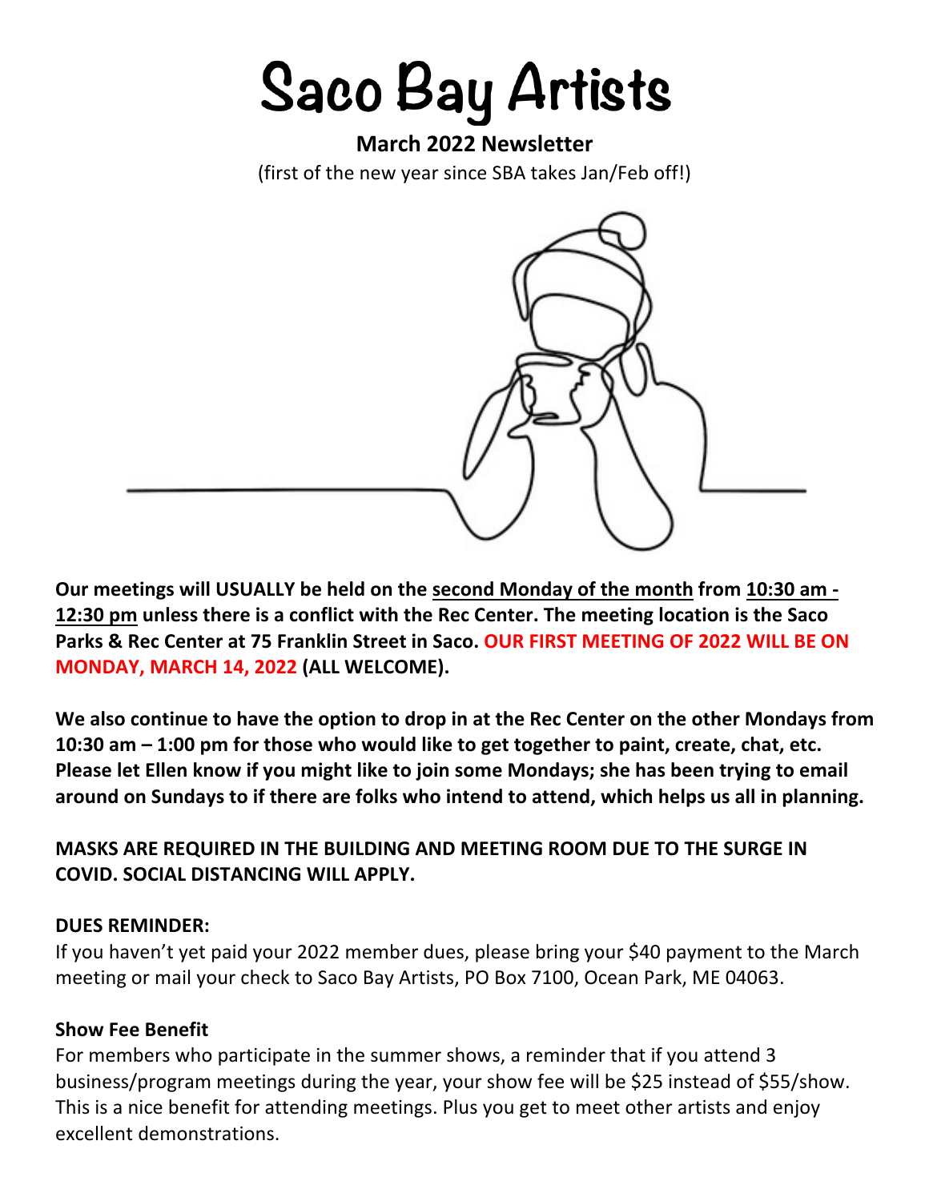# Saco Bay Artists

**March 2022 Newsletter**

(first of the new year since SBA takes Jan/Feb off!)

**Our meetings will USUALLY be held on the second Monday of the month from 10:30 am - 12:30 pm unless there is a conflict with the Rec Center. The meeting location is the Saco Parks & Rec Center at 75 Franklin Street in Saco. OUR FIRST MEETING OF 2022 WILL BE ON MONDAY, MARCH 14, 2022 (ALL WELCOME).**

**We also continue to have the option to drop in at the Rec Center on the other Mondays from 10:30 am – 1:00 pm for those who would like to get together to paint, create, chat, etc. Please let Ellen know if you might like to join some Mondays; she has been trying to email around on Sundays to if there are folks who intend to attend, which helps us all in planning.**

**MASKS ARE REQUIRED IN THE BUILDING AND MEETING ROOM DUE TO THE SURGE IN COVID. SOCIAL DISTANCING WILL APPLY.**

**DUES REMINDER:**

If you haven't yet paid your 2022 member dues, please bring your $40 payment to the March meeting or mail your check to Saco Bay Artists, PO Box 7100, Ocean Park, ME 04063.

**Show Fee Benefit**

For members who participate in the summer shows, a reminder that if you attend 3 business/program meetings during the year, your show fee will be $25 instead of $55/show. This is a nice benefit for attending meetings. Plus you get to meet other artists and enjoy excellent demonstrations.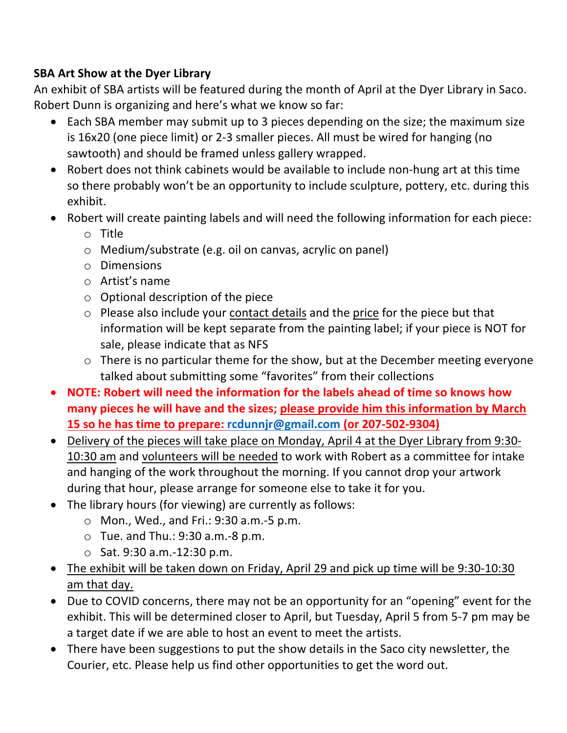**SBA Art Show at the Dyer Library**

An exhibit of SBA artists will be featured during the month of April at the Dyer Library in Saco. Robert Dunn is organizing and here's what we know so far:

- Each SBA member may submit up to 3 pieces depending on the size; the maximum size is 16x20 (one piece limit) or 2-3 smaller pieces. All must be wired for hanging (no sawtooth) and should be framed unless gallery wrapped.
- Robert does not think cabinets would be available to include non-hung art at this time so there probably won't be an opportunity to include sculpture, pottery, etc. during this exhibit.
- Robert will create painting labels and will need the following information for each piece:
  - Title
  - Medium/substrate (e.g. oil on canvas, acrylic on panel)
  - Dimensions
  - Artist's name
  - Optional description of the piece
  - Please also include your contact details and the price for the piece but that information will be kept separate from the painting label; if your piece is NOT for sale, please indicate that as NFS
  - There is no particular theme for the show, but at the December meeting everyone talked about submitting some "favorites" from their collections
- **NOTE: Robert will need the information for the labels ahead of time so knows how many pieces he will have and the sizes; please provide him this information by March 15 so he has time to prepare: rcdunnjr@gmail.com (or 207-502-9304)**
- Delivery of the pieces will take place on Monday, April 4 at the Dyer Library from 9:30-10:30 am and volunteers will be needed to work with Robert as a committee for intake and hanging of the work throughout the morning. If you cannot drop your artwork during that hour, please arrange for someone else to take it for you.
- The library hours (for viewing) are currently as follows:
  - Mon., Wed., and Fri.: 9:30 a.m.-5 p.m.
  - Tue. and Thu.: 9:30 a.m.-8 p.m.
  - Sat. 9:30 a.m.-12:30 p.m.
- The exhibit will be taken down on Friday, April 29 and pick up time will be 9:30-10:30 am that day.
- Due to COVID concerns, there may not be an opportunity for an "opening" event for the exhibit. This will be determined closer to April, but Tuesday, April 5 from 5-7 pm may be a target date if we are able to host an event to meet the artists.
- There have been suggestions to put the show details in the Saco city newsletter, the Courier, etc. Please help us find other opportunities to get the word out.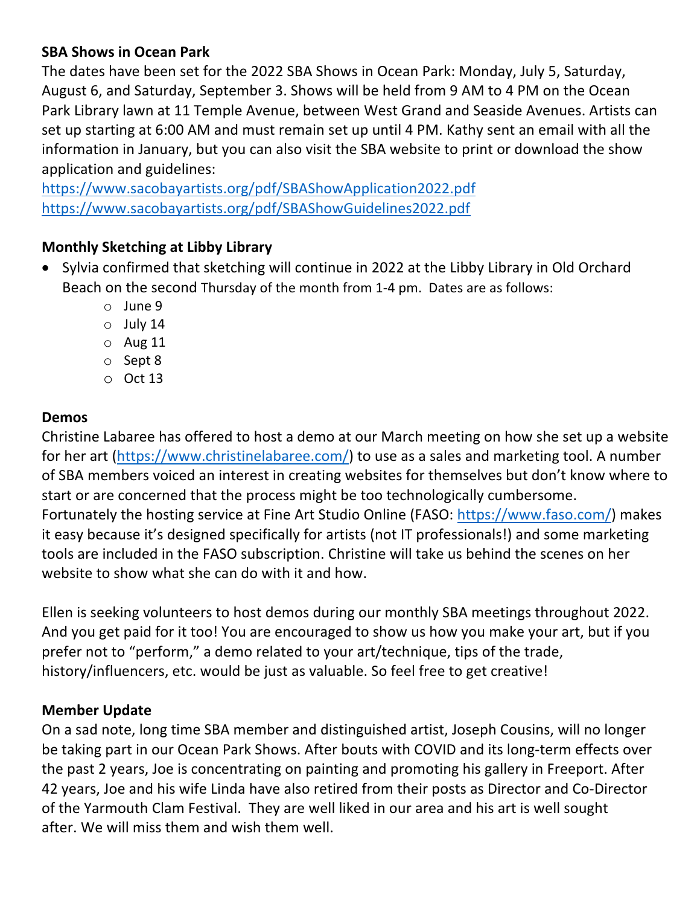**SBA Shows in Ocean Park**

The dates have been set for the 2022 SBA Shows in Ocean Park: Monday, July 5, Saturday, August 6, and Saturday, September 3. Shows will be held from 9 AM to 4 PM on the Ocean Park Library lawn at 11 Temple Avenue, between West Grand and Seaside Avenues. Artists can set up starting at 6:00 AM and must remain set up until 4 PM. Kathy sent an email with all the information in January, but you can also visit the SBA website to print or download the show application and guidelines:

https://www.sacobayartists.org/pdf/SBAShowApplication2022.pdf
https://www.sacobayartists.org/pdf/SBAShowGuidelines2022.pdf

**Monthly Sketching at Libby Library**

- Sylvia confirmed that sketching will continue in 2022 at the Libby Library in Old Orchard Beach on the second Thursday of the month from 1-4 pm. Dates are as follows:
  - June 9
  - July 14
  - Aug 11
  - Sept 8
  - Oct 13

**Demos**

Christine Labaree has offered to host a demo at our March meeting on how she set up a website for her art (https://www.christinelabaree.com/) to use as a sales and marketing tool. A number of SBA members voiced an interest in creating websites for themselves but don't know where to start or are concerned that the process might be too technologically cumbersome. Fortunately the hosting service at Fine Art Studio Online (FASO: https://www.faso.com/) makes it easy because it's designed specifically for artists (not IT professionals!) and some marketing tools are included in the FASO subscription. Christine will take us behind the scenes on her website to show what she can do with it and how.

Ellen is seeking volunteers to host demos during our monthly SBA meetings throughout 2022. And you get paid for it too! You are encouraged to show us how you make your art, but if you prefer not to "perform," a demo related to your art/technique, tips of the trade, history/influencers, etc. would be just as valuable. So feel free to get creative!

**Member Update**

On a sad note, long time SBA member and distinguished artist, Joseph Cousins, will no longer be taking part in our Ocean Park Shows. After bouts with COVID and its long-term effects over the past 2 years, Joe is concentrating on painting and promoting his gallery in Freeport. After 42 years, Joe and his wife Linda have also retired from their posts as Director and Co-Director of the Yarmouth Clam Festival. They are well liked in our area and his art is well sought after. We will miss them and wish them well.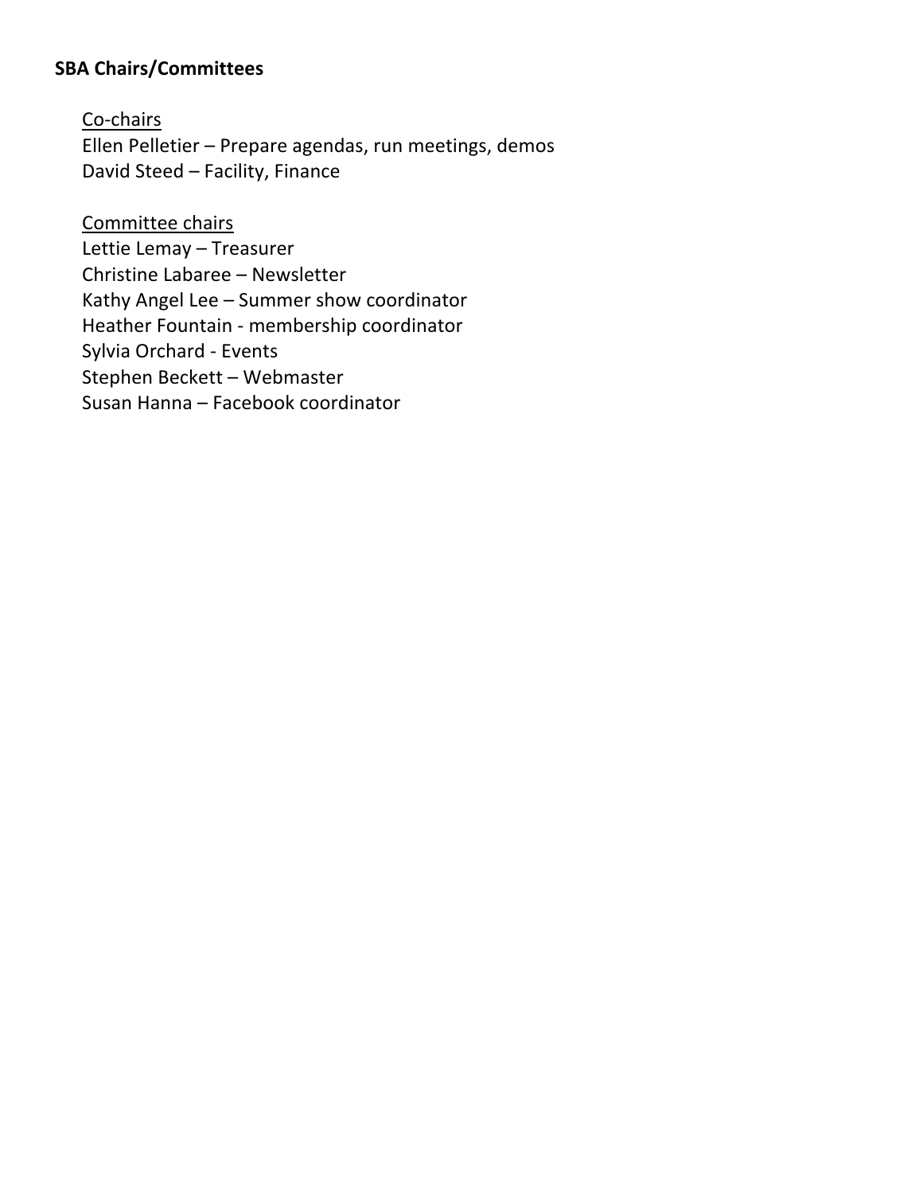**SBA Chairs/Committees**

Co-chairs
Ellen Pelletier – Prepare agendas, run meetings, demos
David Steed – Facility, Finance

Committee chairs
Lettie Lemay – Treasurer
Christine Labaree – Newsletter
Kathy Angel Lee – Summer show coordinator
Heather Fountain - membership coordinator
Sylvia Orchard - Events
Stephen Beckett – Webmaster
Susan Hanna – Facebook coordinator